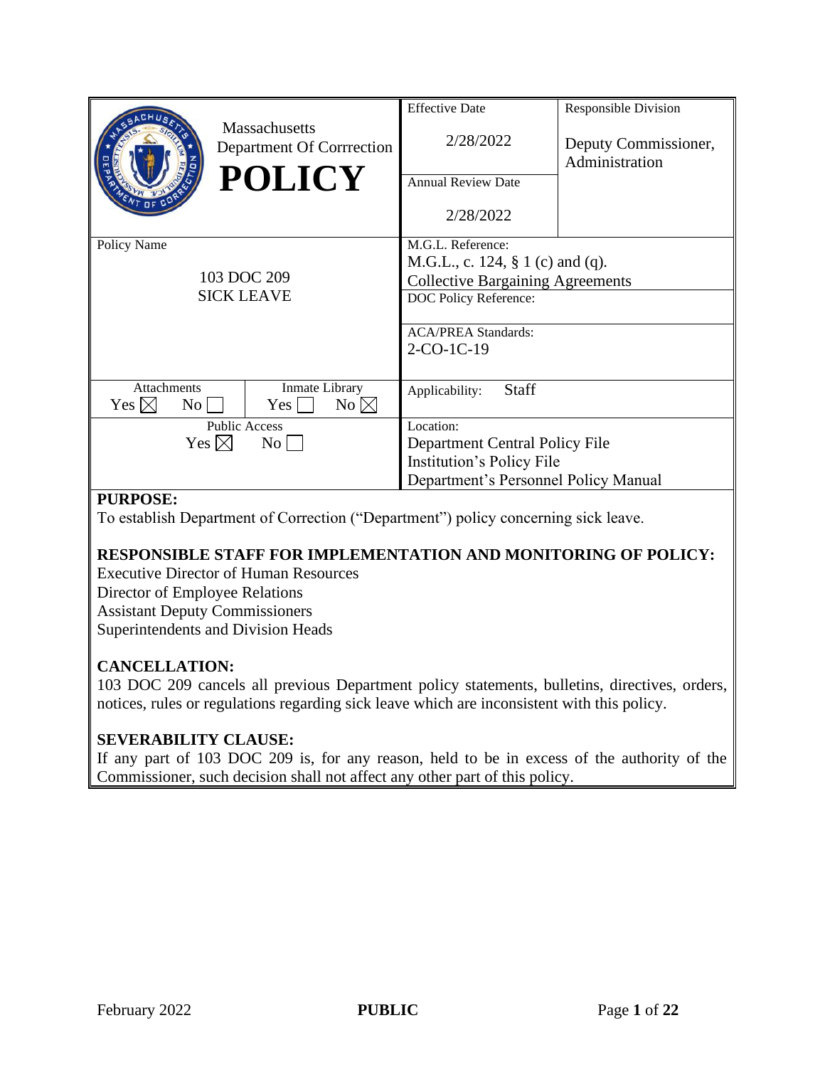| Massachusetts Department Of Corrrection **POLICY** | Effective Date 2/28/2022 | Responsible Division Deputy Commissioner, Administration |
|---|---|---|
| | Annual Review Date 2/28/2022 | |
| Policy Name 103 DOC 209 SICK LEAVE | M.G.L. Reference: M.G.L., c. 124, § 1 (c) and (q). Collective Bargaining Agreements | |
| | DOC Policy Reference: | |
| | ACA/PREA Standards: 2-CO-1C-19 | |
| Attachments Yes ☒ No ☐ / Inmate Library Yes ☐ No ☒ | Applicability: Staff | |
| Public Access Yes ☒ No ☐ | Location: Department Central Policy File Institution's Policy File Department's Personnel Policy Manual | |

**PURPOSE:**
To establish Department of Correction ("Department") policy concerning sick leave.

**RESPONSIBLE STAFF FOR IMPLEMENTATION AND MONITORING OF POLICY:**
Executive Director of Human Resources
Director of Employee Relations
Assistant Deputy Commissioners
Superintendents and Division Heads

**CANCELLATION:**
103 DOC 209 cancels all previous Department policy statements, bulletins, directives, orders, notices, rules or regulations regarding sick leave which are inconsistent with this policy.

**SEVERABILITY CLAUSE:**
If any part of 103 DOC 209 is, for any reason, held to be in excess of the authority of the Commissioner, such decision shall not affect any other part of this policy.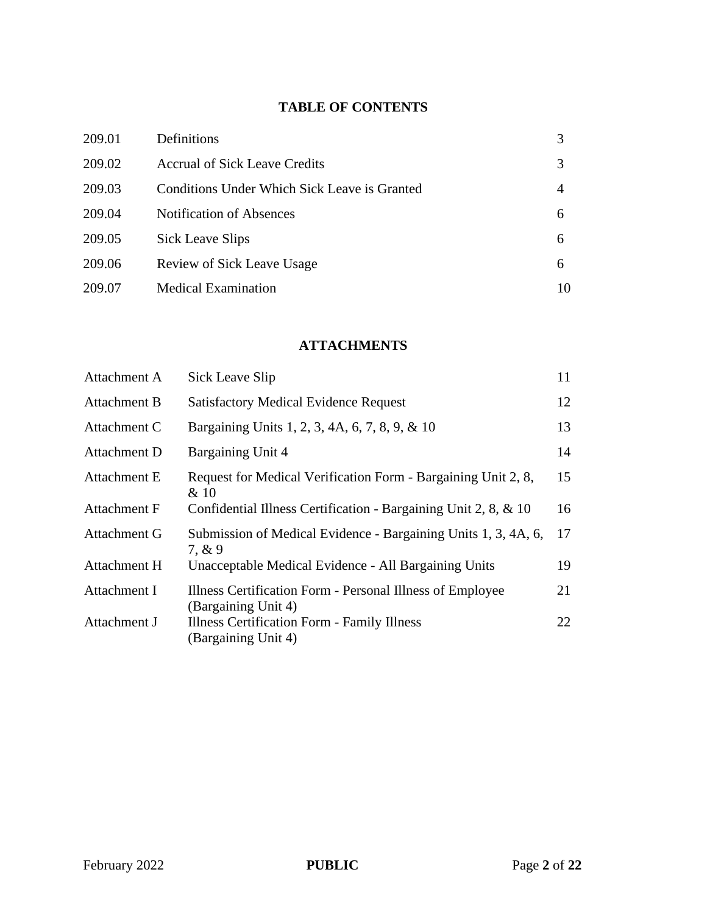## TABLE OF CONTENTS

| | | |
|---|---|---|
| 209.01 | Definitions | 3 |
| 209.02 | Accrual of Sick Leave Credits | 3 |
| 209.03 | Conditions Under Which Sick Leave is Granted | 4 |
| 209.04 | Notification of Absences | 6 |
| 209.05 | Sick Leave Slips | 6 |
| 209.06 | Review of Sick Leave Usage | 6 |
| 209.07 | Medical Examination | 10 |

## ATTACHMENTS

| | | |
|---|---|---|
| Attachment A | Sick Leave Slip | 11 |
| Attachment B | Satisfactory Medical Evidence Request | 12 |
| Attachment C | Bargaining Units 1, 2, 3, 4A, 6, 7, 8, 9, & 10 | 13 |
| Attachment D | Bargaining Unit 4 | 14 |
| Attachment E | Request for Medical Verification Form - Bargaining Unit 2, 8, & 10 | 15 |
| Attachment F | Confidential Illness Certification - Bargaining Unit 2, 8, & 10 | 16 |
| Attachment G | Submission of Medical Evidence - Bargaining Units 1, 3, 4A, 6, 7, & 9 | 17 |
| Attachment H | Unacceptable Medical Evidence - All Bargaining Units | 19 |
| Attachment I | Illness Certification Form - Personal Illness of Employee (Bargaining Unit 4) | 21 |
| Attachment J | Illness Certification Form - Family Illness (Bargaining Unit 4) | 22 |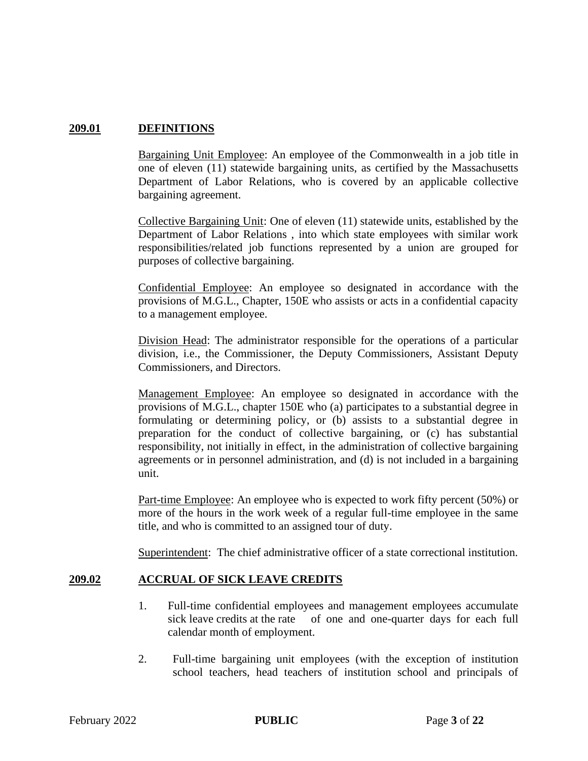## 209.01 DEFINITIONS

Bargaining Unit Employee: An employee of the Commonwealth in a job title in one of eleven (11) statewide bargaining units, as certified by the Massachusetts Department of Labor Relations, who is covered by an applicable collective bargaining agreement.

Collective Bargaining Unit: One of eleven (11) statewide units, established by the Department of Labor Relations , into which state employees with similar work responsibilities/related job functions represented by a union are grouped for purposes of collective bargaining.

Confidential Employee: An employee so designated in accordance with the provisions of M.G.L., Chapter, 150E who assists or acts in a confidential capacity to a management employee.

Division Head: The administrator responsible for the operations of a particular division, i.e., the Commissioner, the Deputy Commissioners, Assistant Deputy Commissioners, and Directors.

Management Employee: An employee so designated in accordance with the provisions of M.G.L., chapter 150E who (a) participates to a substantial degree in formulating or determining policy, or (b) assists to a substantial degree in preparation for the conduct of collective bargaining, or (c) has substantial responsibility, not initially in effect, in the administration of collective bargaining agreements or in personnel administration, and (d) is not included in a bargaining unit.

Part-time Employee: An employee who is expected to work fifty percent (50%) or more of the hours in the work week of a regular full-time employee in the same title, and who is committed to an assigned tour of duty.

Superintendent: The chief administrative officer of a state correctional institution.

## 209.02 ACCRUAL OF SICK LEAVE CREDITS

1. Full-time confidential employees and management employees accumulate sick leave credits at the rate of one and one-quarter days for each full calendar month of employment.

2. Full-time bargaining unit employees (with the exception of institution school teachers, head teachers of institution school and principals of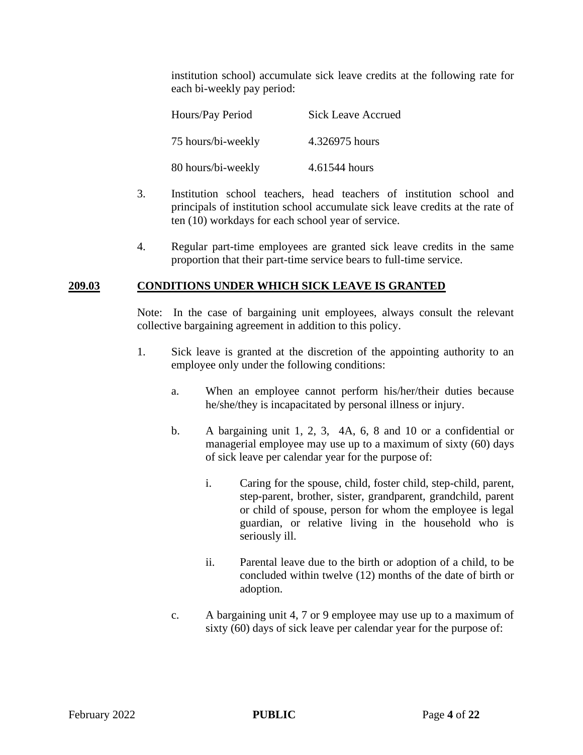institution school) accumulate sick leave credits at the following rate for each bi-weekly pay period:

| Hours/Pay Period | Sick Leave Accrued |
| --- | --- |
| 75 hours/bi-weekly | 4.326975 hours |
| 80 hours/bi-weekly | 4.61544 hours |

3. Institution school teachers, head teachers of institution school and principals of institution school accumulate sick leave credits at the rate of ten (10) workdays for each school year of service.

4. Regular part-time employees are granted sick leave credits in the same proportion that their part-time service bears to full-time service.

## 209.03 CONDITIONS UNDER WHICH SICK LEAVE IS GRANTED

Note: In the case of bargaining unit employees, always consult the relevant collective bargaining agreement in addition to this policy.

1. Sick leave is granted at the discretion of the appointing authority to an employee only under the following conditions:

    a. When an employee cannot perform his/her/their duties because he/she/they is incapacitated by personal illness or injury.

    b. A bargaining unit 1, 2, 3, 4A, 6, 8 and 10 or a confidential or managerial employee may use up to a maximum of sixty (60) days of sick leave per calendar year for the purpose of:

        i. Caring for the spouse, child, foster child, step-child, parent, step-parent, brother, sister, grandparent, grandchild, parent or child of spouse, person for whom the employee is legal guardian, or relative living in the household who is seriously ill.

        ii. Parental leave due to the birth or adoption of a child, to be concluded within twelve (12) months of the date of birth or adoption.

    c. A bargaining unit 4, 7 or 9 employee may use up to a maximum of sixty (60) days of sick leave per calendar year for the purpose of: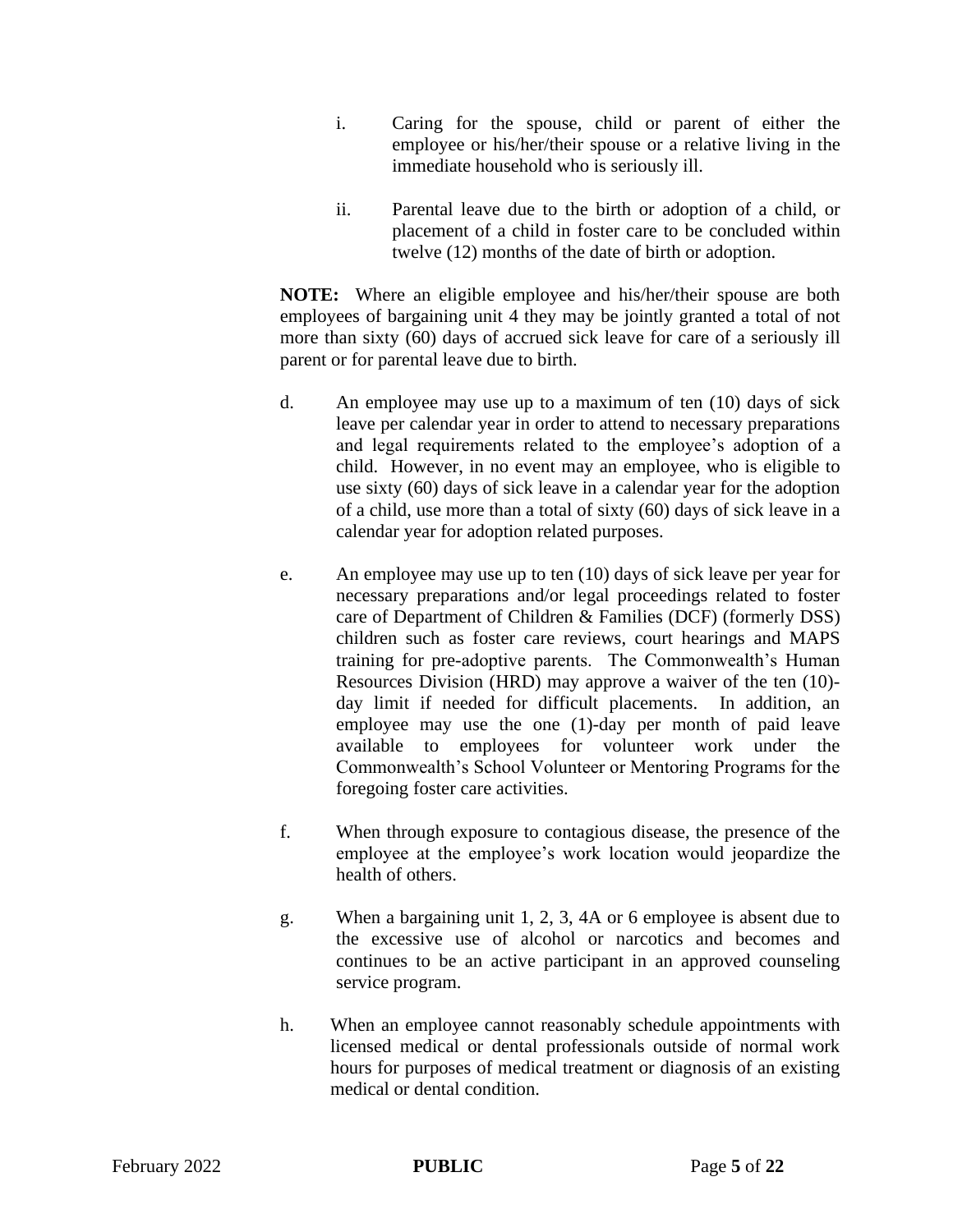i. Caring for the spouse, child or parent of either the employee or his/her/their spouse or a relative living in the immediate household who is seriously ill.

ii. Parental leave due to the birth or adoption of a child, or placement of a child in foster care to be concluded within twelve (12) months of the date of birth or adoption.

**NOTE:** Where an eligible employee and his/her/their spouse are both employees of bargaining unit 4 they may be jointly granted a total of not more than sixty (60) days of accrued sick leave for care of a seriously ill parent or for parental leave due to birth.

d. An employee may use up to a maximum of ten (10) days of sick leave per calendar year in order to attend to necessary preparations and legal requirements related to the employee's adoption of a child. However, in no event may an employee, who is eligible to use sixty (60) days of sick leave in a calendar year for the adoption of a child, use more than a total of sixty (60) days of sick leave in a calendar year for adoption related purposes.

e. An employee may use up to ten (10) days of sick leave per year for necessary preparations and/or legal proceedings related to foster care of Department of Children & Families (DCF) (formerly DSS) children such as foster care reviews, court hearings and MAPS training for pre-adoptive parents. The Commonwealth's Human Resources Division (HRD) may approve a waiver of the ten (10)-day limit if needed for difficult placements. In addition, an employee may use the one (1)-day per month of paid leave available to employees for volunteer work under the Commonwealth's School Volunteer or Mentoring Programs for the foregoing foster care activities.

f. When through exposure to contagious disease, the presence of the employee at the employee's work location would jeopardize the health of others.

g. When a bargaining unit 1, 2, 3, 4A or 6 employee is absent due to the excessive use of alcohol or narcotics and becomes and continues to be an active participant in an approved counseling service program.

h. When an employee cannot reasonably schedule appointments with licensed medical or dental professionals outside of normal work hours for purposes of medical treatment or diagnosis of an existing medical or dental condition.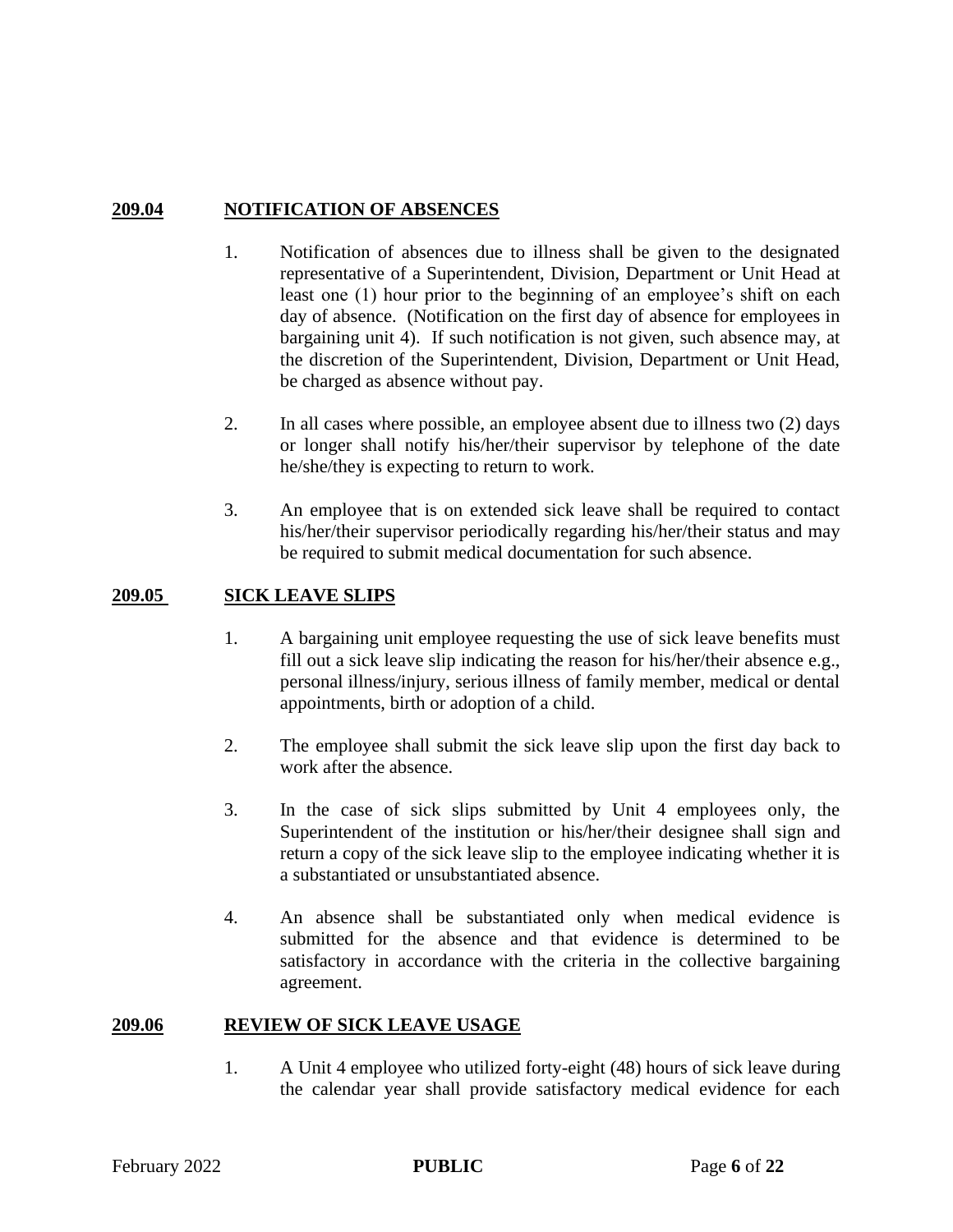## 209.04 NOTIFICATION OF ABSENCES

1. Notification of absences due to illness shall be given to the designated representative of a Superintendent, Division, Department or Unit Head at least one (1) hour prior to the beginning of an employee's shift on each day of absence. (Notification on the first day of absence for employees in bargaining unit 4). If such notification is not given, such absence may, at the discretion of the Superintendent, Division, Department or Unit Head, be charged as absence without pay.

2. In all cases where possible, an employee absent due to illness two (2) days or longer shall notify his/her/their supervisor by telephone of the date he/she/they is expecting to return to work.

3. An employee that is on extended sick leave shall be required to contact his/her/their supervisor periodically regarding his/her/their status and may be required to submit medical documentation for such absence.

## 209.05 SICK LEAVE SLIPS

1. A bargaining unit employee requesting the use of sick leave benefits must fill out a sick leave slip indicating the reason for his/her/their absence e.g., personal illness/injury, serious illness of family member, medical or dental appointments, birth or adoption of a child.

2. The employee shall submit the sick leave slip upon the first day back to work after the absence.

3. In the case of sick slips submitted by Unit 4 employees only, the Superintendent of the institution or his/her/their designee shall sign and return a copy of the sick leave slip to the employee indicating whether it is a substantiated or unsubstantiated absence.

4. An absence shall be substantiated only when medical evidence is submitted for the absence and that evidence is determined to be satisfactory in accordance with the criteria in the collective bargaining agreement.

## 209.06 REVIEW OF SICK LEAVE USAGE

1. A Unit 4 employee who utilized forty-eight (48) hours of sick leave during the calendar year shall provide satisfactory medical evidence for each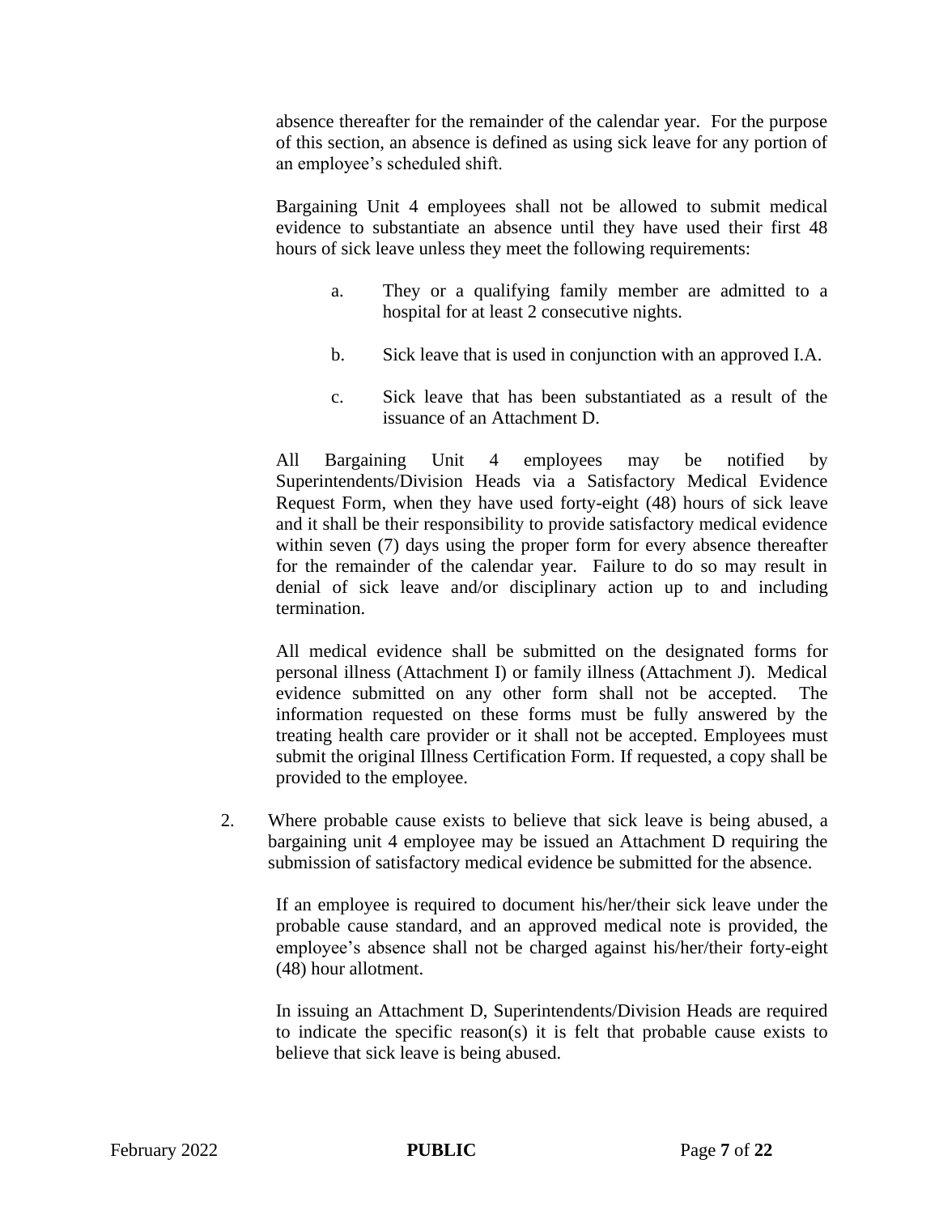absence thereafter for the remainder of the calendar year. For the purpose of this section, an absence is defined as using sick leave for any portion of an employee's scheduled shift.

Bargaining Unit 4 employees shall not be allowed to submit medical evidence to substantiate an absence until they have used their first 48 hours of sick leave unless they meet the following requirements:

a. They or a qualifying family member are admitted to a hospital for at least 2 consecutive nights.

b. Sick leave that is used in conjunction with an approved I.A.

c. Sick leave that has been substantiated as a result of the issuance of an Attachment D.

All Bargaining Unit 4 employees may be notified by Superintendents/Division Heads via a Satisfactory Medical Evidence Request Form, when they have used forty-eight (48) hours of sick leave and it shall be their responsibility to provide satisfactory medical evidence within seven (7) days using the proper form for every absence thereafter for the remainder of the calendar year. Failure to do so may result in denial of sick leave and/or disciplinary action up to and including termination.

All medical evidence shall be submitted on the designated forms for personal illness (Attachment I) or family illness (Attachment J). Medical evidence submitted on any other form shall not be accepted. The information requested on these forms must be fully answered by the treating health care provider or it shall not be accepted. Employees must submit the original Illness Certification Form. If requested, a copy shall be provided to the employee.

2. Where probable cause exists to believe that sick leave is being abused, a bargaining unit 4 employee may be issued an Attachment D requiring the submission of satisfactory medical evidence be submitted for the absence.

   If an employee is required to document his/her/their sick leave under the probable cause standard, and an approved medical note is provided, the employee's absence shall not be charged against his/her/their forty-eight (48) hour allotment.

   In issuing an Attachment D, Superintendents/Division Heads are required to indicate the specific reason(s) it is felt that probable cause exists to believe that sick leave is being abused.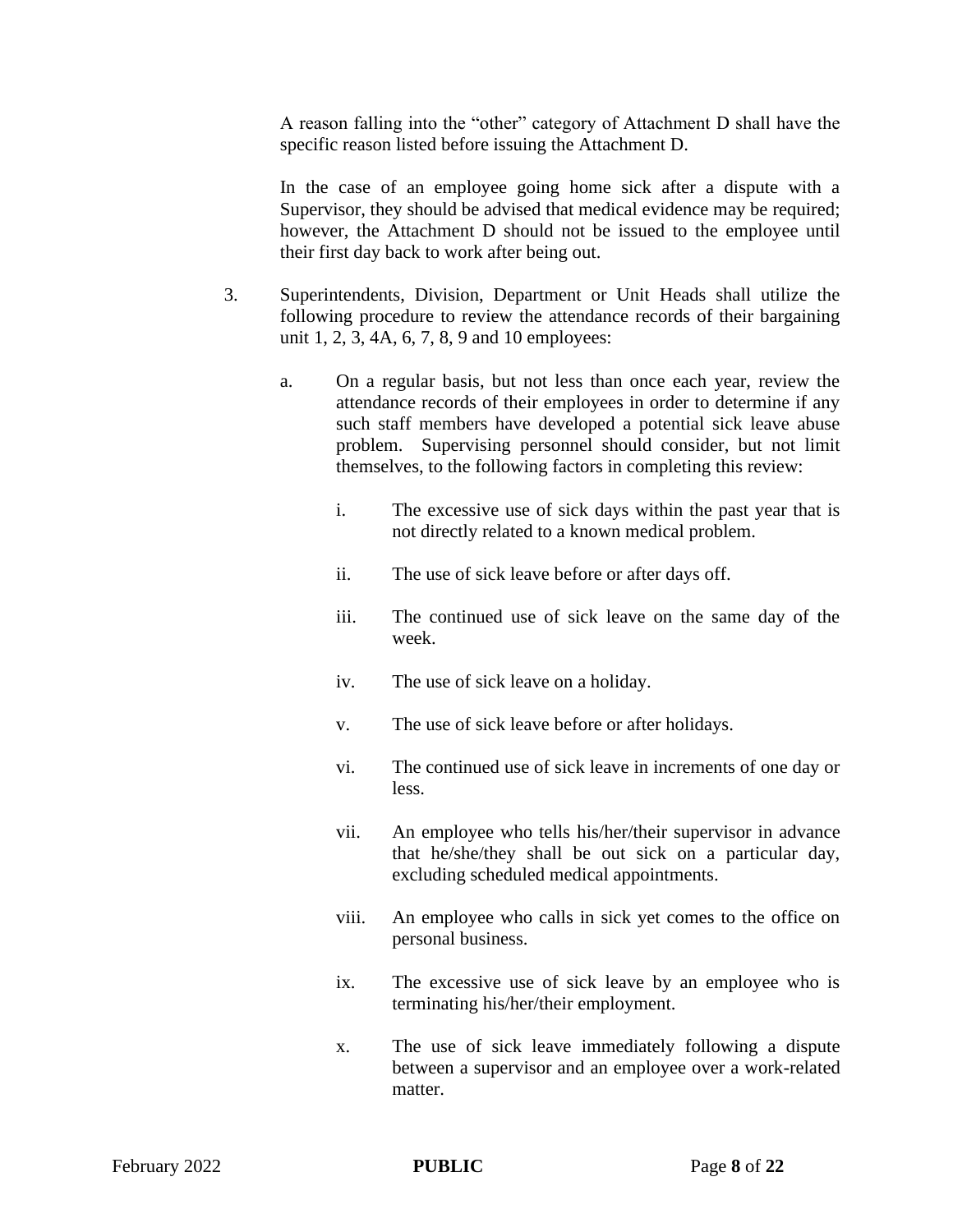A reason falling into the "other" category of Attachment D shall have the specific reason listed before issuing the Attachment D.

In the case of an employee going home sick after a dispute with a Supervisor, they should be advised that medical evidence may be required; however, the Attachment D should not be issued to the employee until their first day back to work after being out.

3. Superintendents, Division, Department or Unit Heads shall utilize the following procedure to review the attendance records of their bargaining unit 1, 2, 3, 4A, 6, 7, 8, 9 and 10 employees:

   a. On a regular basis, but not less than once each year, review the attendance records of their employees in order to determine if any such staff members have developed a potential sick leave abuse problem. Supervising personnel should consider, but not limit themselves, to the following factors in completing this review:

      i. The excessive use of sick days within the past year that is not directly related to a known medical problem.

      ii. The use of sick leave before or after days off.

      iii. The continued use of sick leave on the same day of the week.

      iv. The use of sick leave on a holiday.

      v. The use of sick leave before or after holidays.

      vi. The continued use of sick leave in increments of one day or less.

      vii. An employee who tells his/her/their supervisor in advance that he/she/they shall be out sick on a particular day, excluding scheduled medical appointments.

      viii. An employee who calls in sick yet comes to the office on personal business.

      ix. The excessive use of sick leave by an employee who is terminating his/her/their employment.

      x. The use of sick leave immediately following a dispute between a supervisor and an employee over a work-related matter.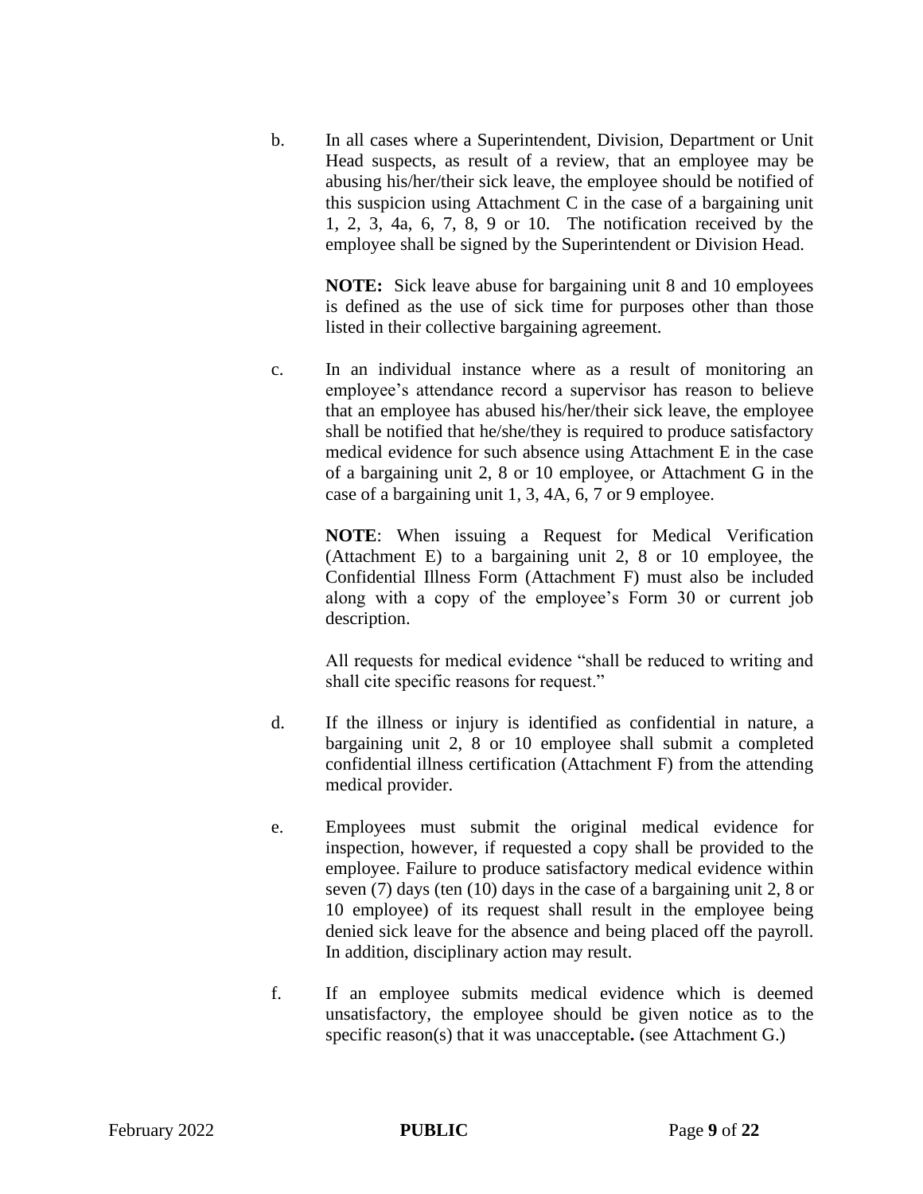b. In all cases where a Superintendent, Division, Department or Unit Head suspects, as result of a review, that an employee may be abusing his/her/their sick leave, the employee should be notified of this suspicion using Attachment C in the case of a bargaining unit 1, 2, 3, 4a, 6, 7, 8, 9 or 10. The notification received by the employee shall be signed by the Superintendent or Division Head.

   **NOTE:** Sick leave abuse for bargaining unit 8 and 10 employees is defined as the use of sick time for purposes other than those listed in their collective bargaining agreement.

c. In an individual instance where as a result of monitoring an employee's attendance record a supervisor has reason to believe that an employee has abused his/her/their sick leave, the employee shall be notified that he/she/they is required to produce satisfactory medical evidence for such absence using Attachment E in the case of a bargaining unit 2, 8 or 10 employee, or Attachment G in the case of a bargaining unit 1, 3, 4A, 6, 7 or 9 employee.

   **NOTE**: When issuing a Request for Medical Verification (Attachment E) to a bargaining unit 2, 8 or 10 employee, the Confidential Illness Form (Attachment F) must also be included along with a copy of the employee's Form 30 or current job description.

   All requests for medical evidence "shall be reduced to writing and shall cite specific reasons for request."

d. If the illness or injury is identified as confidential in nature, a bargaining unit 2, 8 or 10 employee shall submit a completed confidential illness certification (Attachment F) from the attending medical provider.

e. Employees must submit the original medical evidence for inspection, however, if requested a copy shall be provided to the employee. Failure to produce satisfactory medical evidence within seven (7) days (ten (10) days in the case of a bargaining unit 2, 8 or 10 employee) of its request shall result in the employee being denied sick leave for the absence and being placed off the payroll. In addition, disciplinary action may result.

f. If an employee submits medical evidence which is deemed unsatisfactory, the employee should be given notice as to the specific reason(s) that it was unacceptable**.** (see Attachment G.)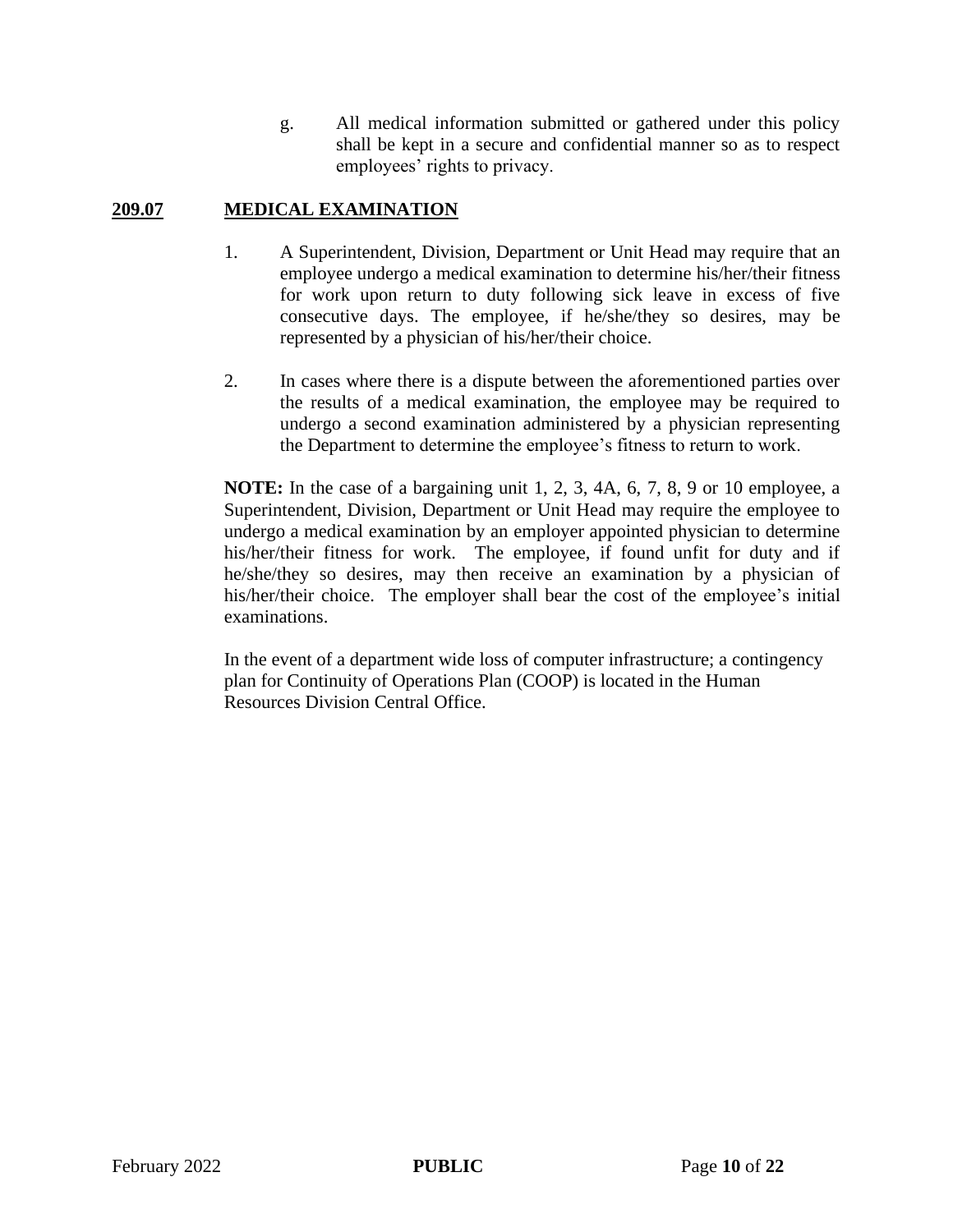g. All medical information submitted or gathered under this policy shall be kept in a secure and confidential manner so as to respect employees' rights to privacy.

## 209.07 MEDICAL EXAMINATION

1. A Superintendent, Division, Department or Unit Head may require that an employee undergo a medical examination to determine his/her/their fitness for work upon return to duty following sick leave in excess of five consecutive days. The employee, if he/she/they so desires, may be represented by a physician of his/her/their choice.

2. In cases where there is a dispute between the aforementioned parties over the results of a medical examination, the employee may be required to undergo a second examination administered by a physician representing the Department to determine the employee's fitness to return to work.

**NOTE:** In the case of a bargaining unit 1, 2, 3, 4A, 6, 7, 8, 9 or 10 employee, a Superintendent, Division, Department or Unit Head may require the employee to undergo a medical examination by an employer appointed physician to determine his/her/their fitness for work. The employee, if found unfit for duty and if he/she/they so desires, may then receive an examination by a physician of his/her/their choice. The employer shall bear the cost of the employee's initial examinations.

In the event of a department wide loss of computer infrastructure; a contingency plan for Continuity of Operations Plan (COOP) is located in the Human Resources Division Central Office.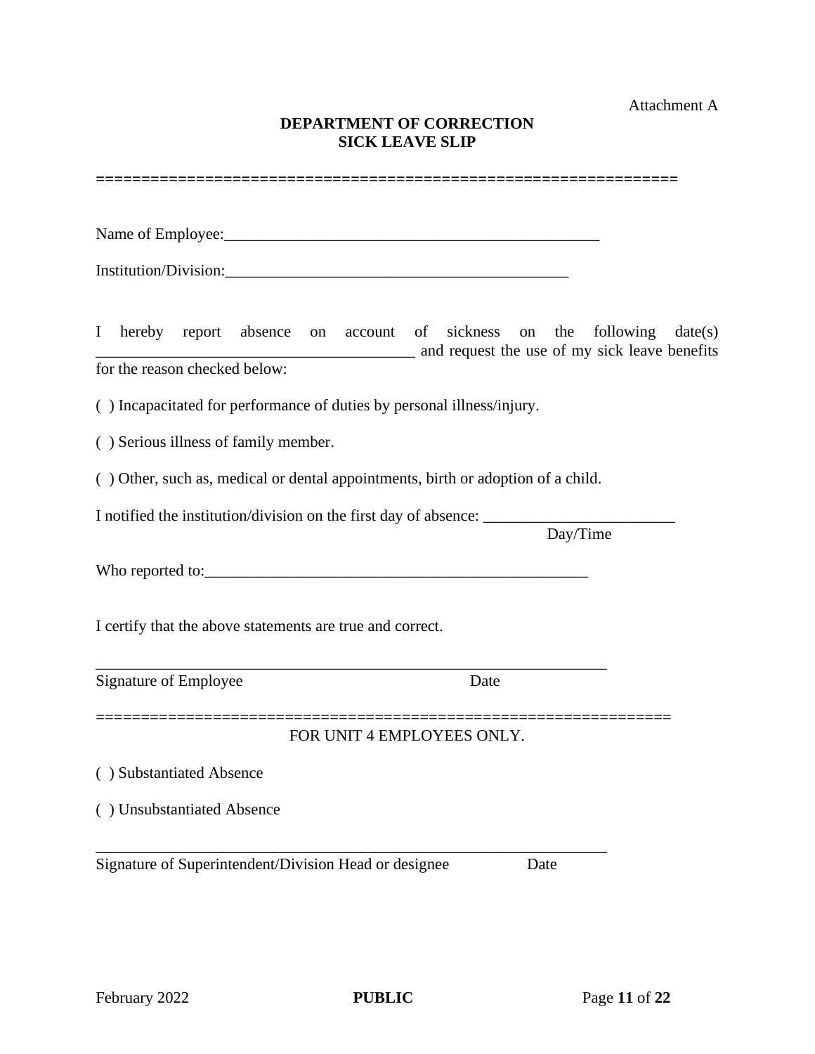Attachment A

**DEPARTMENT OF CORRECTION**
**SICK LEAVE SLIP**

================================================================

Name of Employee:_________________________________________________

Institution/Division:____________________________________________

I hereby report absence on account of sickness on the following date(s) ________________________________________ and request the use of my sick leave benefits for the reason checked below:

( ) Incapacitated for performance of duties by personal illness/injury.

( ) Serious illness of family member.

( ) Other, such as, medical or dental appointments, birth or adoption of a child.

I notified the institution/division on the first day of absence: ________________________
Day/Time

Who reported to:__________________________________________________

I certify that the above statements are true and correct.

_________________________________________________________________
Signature of Employee                                             Date

================================================================

FOR UNIT 4 EMPLOYEES ONLY.

( ) Substantiated Absence

( ) Unsubstantiated Absence

_________________________________________________________________
Signature of Superintendent/Division Head or designee                 Date

February 2022 **PUBLIC**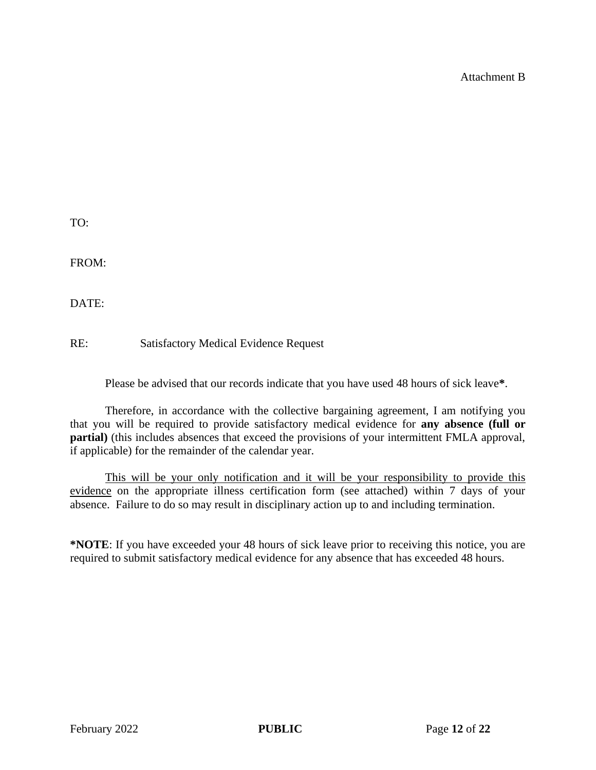Attachment B

TO:

FROM:

DATE:

RE: Satisfactory Medical Evidence Request

Please be advised that our records indicate that you have used 48 hours of sick leave**\***.

Therefore, in accordance with the collective bargaining agreement, I am notifying you that you will be required to provide satisfactory medical evidence for **any absence (full or partial)** (this includes absences that exceed the provisions of your intermittent FMLA approval, if applicable) for the remainder of the calendar year.

<u>This will be your only notification and it will be your responsibility to provide this evidence</u> on the appropriate illness certification form (see attached) within 7 days of your absence. Failure to do so may result in disciplinary action up to and including termination.

**\*NOTE**: If you have exceeded your 48 hours of sick leave prior to receiving this notice, you are required to submit satisfactory medical evidence for any absence that has exceeded 48 hours.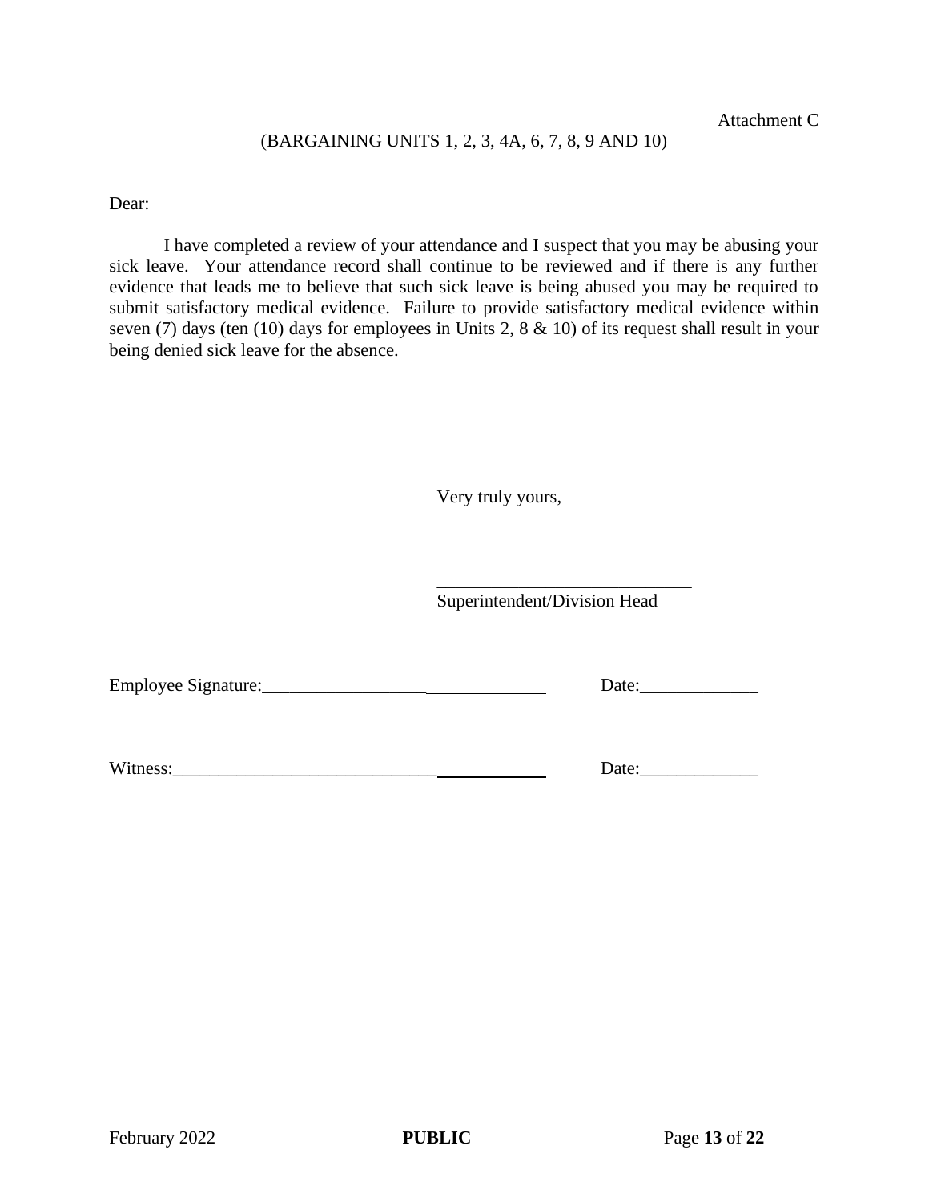Attachment C

(BARGAINING UNITS 1, 2, 3, 4A, 6, 7, 8, 9 AND 10)

Dear:

I have completed a review of your attendance and I suspect that you may be abusing your sick leave. Your attendance record shall continue to be reviewed and if there is any further evidence that leads me to believe that such sick leave is being abused you may be required to submit satisfactory medical evidence. Failure to provide satisfactory medical evidence within seven (7) days (ten (10) days for employees in Units 2, 8 & 10) of its request shall result in your being denied sick leave for the absence.

Very truly yours,

____________________________
Superintendent/Division Head

Employee Signature:_______________________________ Date:_____________

Witness:_____________________________________ Date:_____________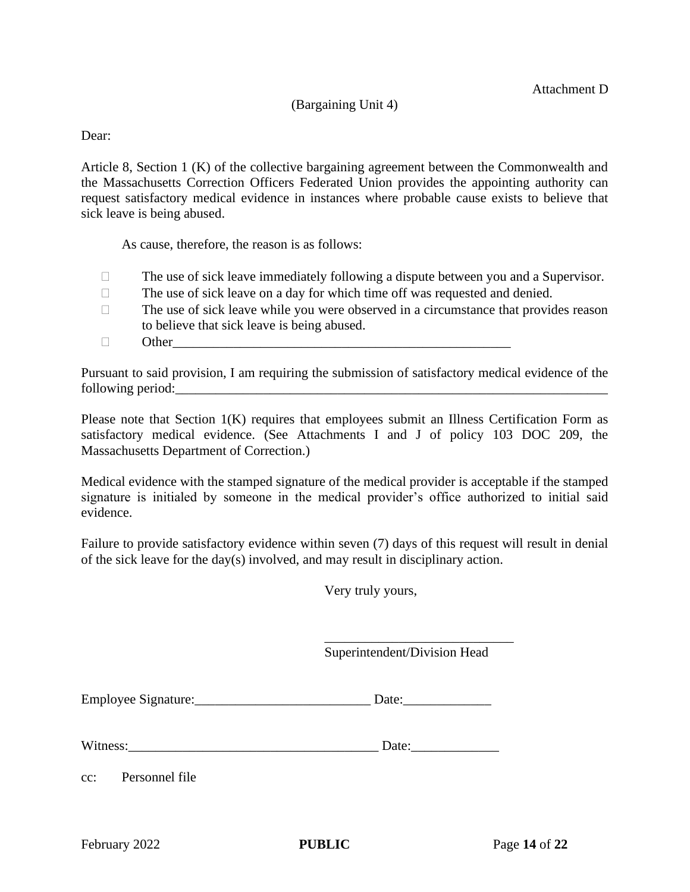Attachment D

(Bargaining Unit 4)

Dear:

Article 8, Section 1 (K) of the collective bargaining agreement between the Commonwealth and the Massachusetts Correction Officers Federated Union provides the appointing authority can request satisfactory medical evidence in instances where probable cause exists to believe that sick leave is being abused.

As cause, therefore, the reason is as follows:

- ☐ The use of sick leave immediately following a dispute between you and a Supervisor.
- ☐ The use of sick leave on a day for which time off was requested and denied.
- ☐ The use of sick leave while you were observed in a circumstance that provides reason to believe that sick leave is being abused.
- ☐ Other_____________________________________________________

Pursuant to said provision, I am requiring the submission of satisfactory medical evidence of the following period:____________________________________________________________________

Please note that Section 1(K) requires that employees submit an Illness Certification Form as satisfactory medical evidence. (See Attachments I and J of policy 103 DOC 209, the Massachusetts Department of Correction.)

Medical evidence with the stamped signature of the medical provider is acceptable if the stamped signature is initialed by someone in the medical provider's office authorized to initial said evidence.

Failure to provide satisfactory evidence within seven (7) days of this request will result in denial of the sick leave for the day(s) involved, and may result in disciplinary action.

Very truly yours,

____________________________
Superintendent/Division Head

Employee Signature:__________________________ Date:_____________

Witness:_____________________________________ Date:_____________

cc: Personnel file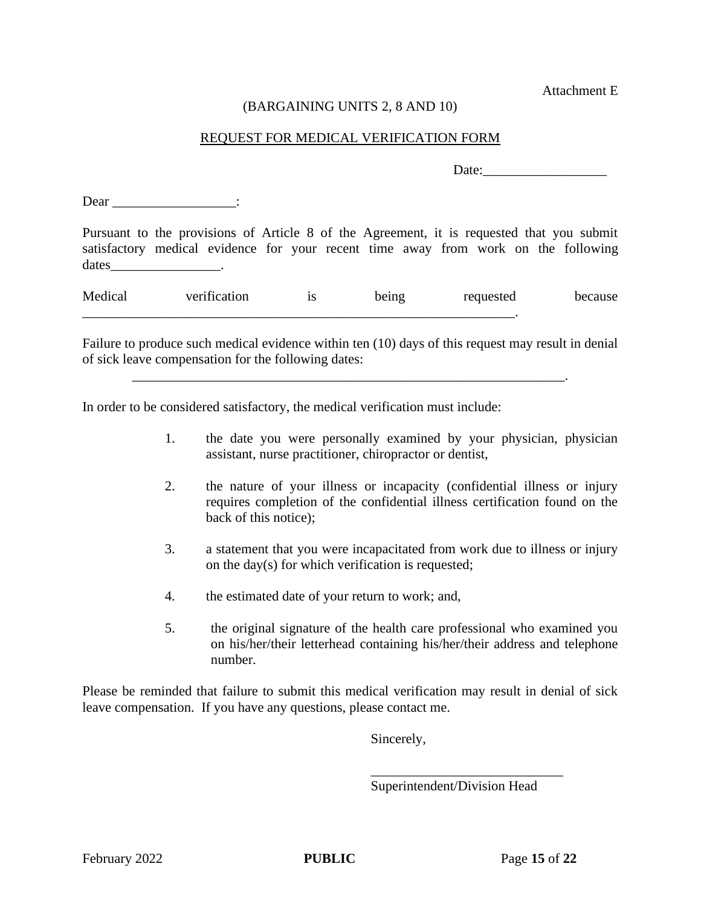Attachment E

(BARGAINING UNITS 2, 8 AND 10)

REQUEST FOR MEDICAL VERIFICATION FORM

Date:__________________

Dear __________________:

Pursuant to the provisions of Article 8 of the Agreement, it is requested that you submit satisfactory medical evidence for your recent time away from work on the following dates________________.

Medical verification is being requested because ________________________________________________________________.

Failure to produce such medical evidence within ten (10) days of this request may result in denial of sick leave compensation for the following dates:

________________________________________________________________.

In order to be considered satisfactory, the medical verification must include:

1. the date you were personally examined by your physician, physician assistant, nurse practitioner, chiropractor or dentist,
2. the nature of your illness or incapacity (confidential illness or injury requires completion of the confidential illness certification found on the back of this notice);
3. a statement that you were incapacitated from work due to illness or injury on the day(s) for which verification is requested;
4. the estimated date of your return to work; and,
5. the original signature of the health care professional who examined you on his/her/their letterhead containing his/her/their address and telephone number.

Please be reminded that failure to submit this medical verification may result in denial of sick leave compensation. If you have any questions, please contact me.

Sincerely,

____________________________
Superintendent/Division Head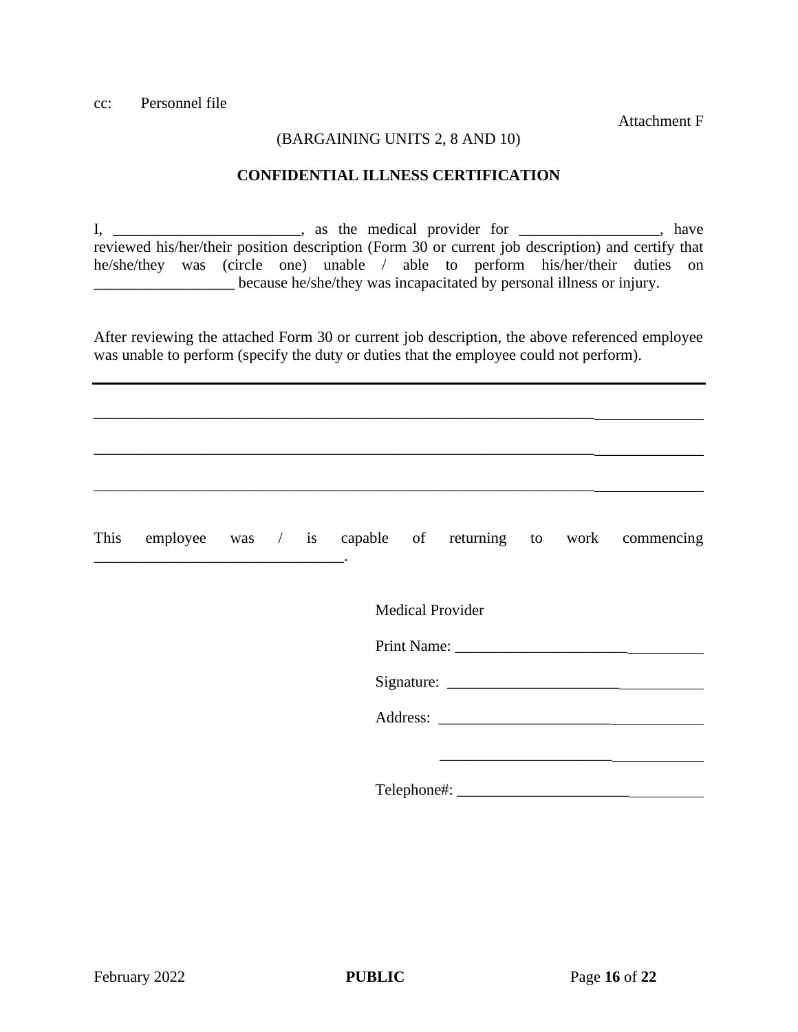cc: Personnel file

Attachment F

(BARGAINING UNITS 2, 8 AND 10)

**CONFIDENTIAL ILLNESS CERTIFICATION**

I, ________________________, as the medical provider for __________________, have reviewed his/her/their position description (Form 30 or current job description) and certify that he/she/they was (circle one) unable / able to perform his/her/their duties on __________________ because he/she/they was incapacitated by personal illness or injury.

After reviewing the attached Form 30 or current job description, the above referenced employee was unable to perform (specify the duty or duties that the employee could not perform).

_____________________________________________________________________________

_____________________________________________________________________________

_____________________________________________________________________________

_____________________________________________________________________________

This employee was / is capable of returning to work commencing ________________________________.

Medical Provider

Print Name: ________________________________

Signature: ________________________________

Address: ________________________________

________________________________

Telephone#: ________________________________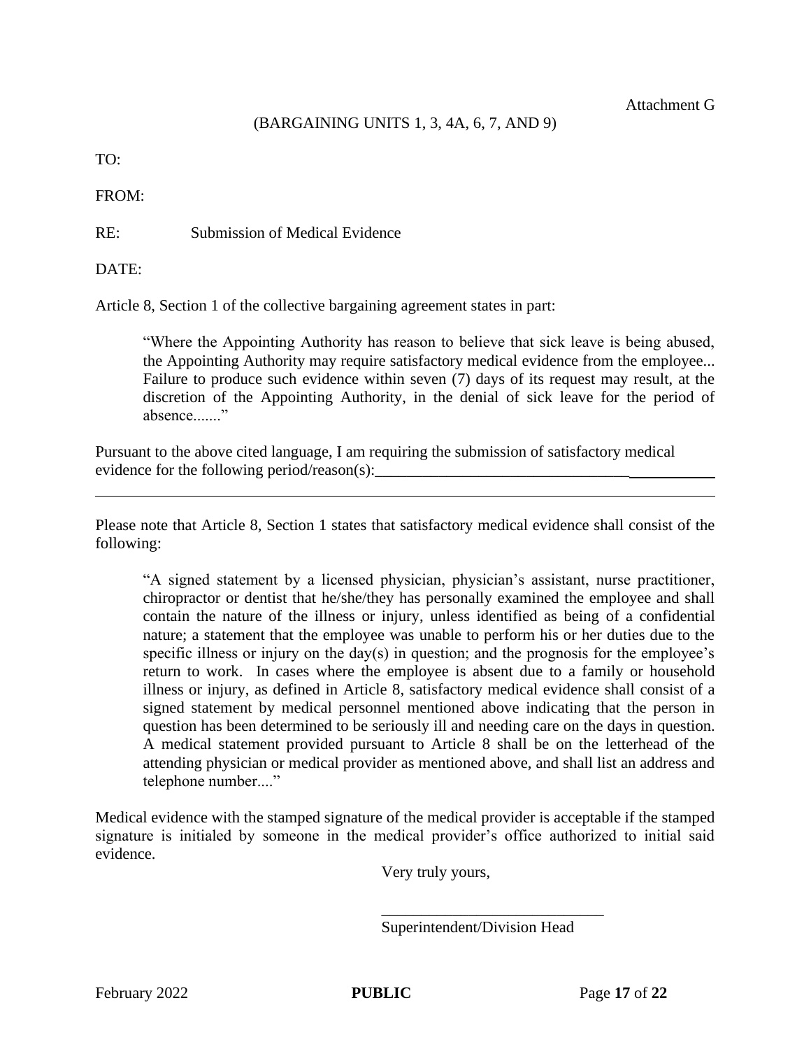Attachment G

(BARGAINING UNITS 1, 3, 4A, 6, 7, AND 9)

TO:

FROM:

RE: Submission of Medical Evidence

DATE:

Article 8, Section 1 of the collective bargaining agreement states in part:

> "Where the Appointing Authority has reason to believe that sick leave is being abused, the Appointing Authority may require satisfactory medical evidence from the employee... Failure to produce such evidence within seven (7) days of its request may result, at the discretion of the Appointing Authority, in the denial of sick leave for the period of absence......."

Pursuant to the above cited language, I am requiring the submission of satisfactory medical evidence for the following period/reason(s):____________________________________________

______________________________________________________________________________

Please note that Article 8, Section 1 states that satisfactory medical evidence shall consist of the following:

> "A signed statement by a licensed physician, physician's assistant, nurse practitioner, chiropractor or dentist that he/she/they has personally examined the employee and shall contain the nature of the illness or injury, unless identified as being of a confidential nature; a statement that the employee was unable to perform his or her duties due to the specific illness or injury on the day(s) in question; and the prognosis for the employee's return to work. In cases where the employee is absent due to a family or household illness or injury, as defined in Article 8, satisfactory medical evidence shall consist of a signed statement by medical personnel mentioned above indicating that the person in question has been determined to be seriously ill and needing care on the days in question. A medical statement provided pursuant to Article 8 shall be on the letterhead of the attending physician or medical provider as mentioned above, and shall list an address and telephone number...."

Medical evidence with the stamped signature of the medical provider is acceptable if the stamped signature is initialed by someone in the medical provider's office authorized to initial said evidence.

Very truly yours,

\_\_\_\_\_\_\_\_\_\_\_\_\_\_\_\_\_\_\_\_\_\_\_\_\_\_\_\_\_

Superintendent/Division Head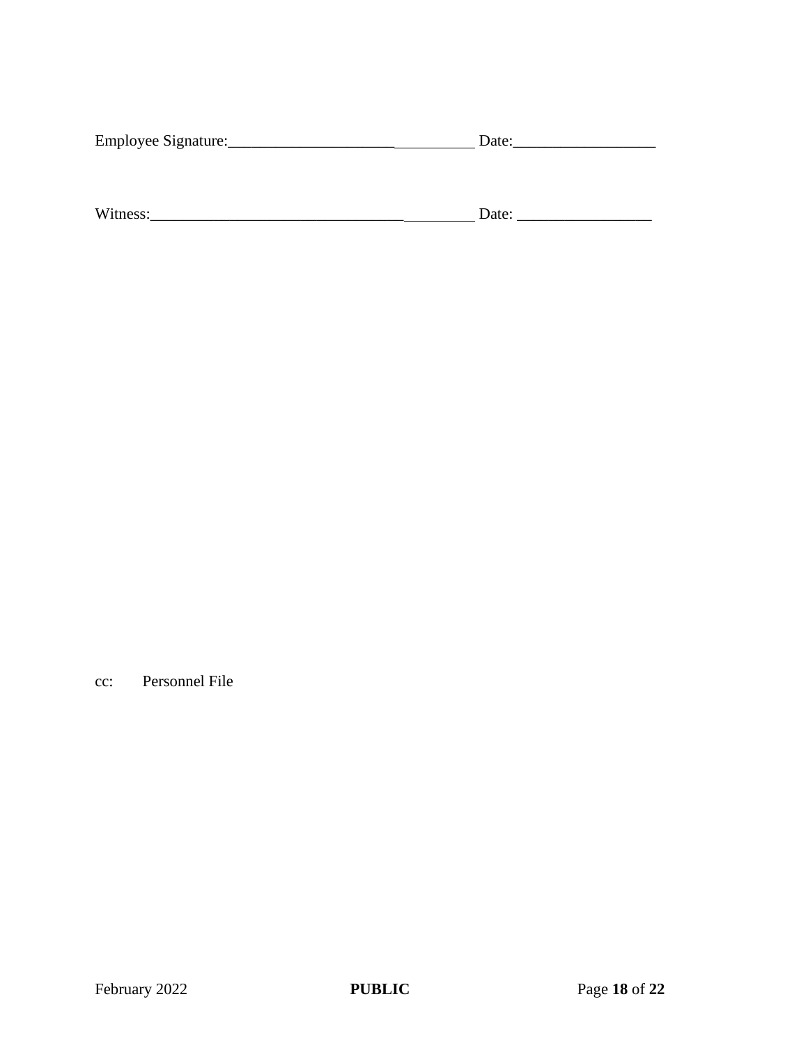Employee Signature:_________________________________ Date:__________________

Witness:_________________________________________ Date: _________________

cc: Personnel File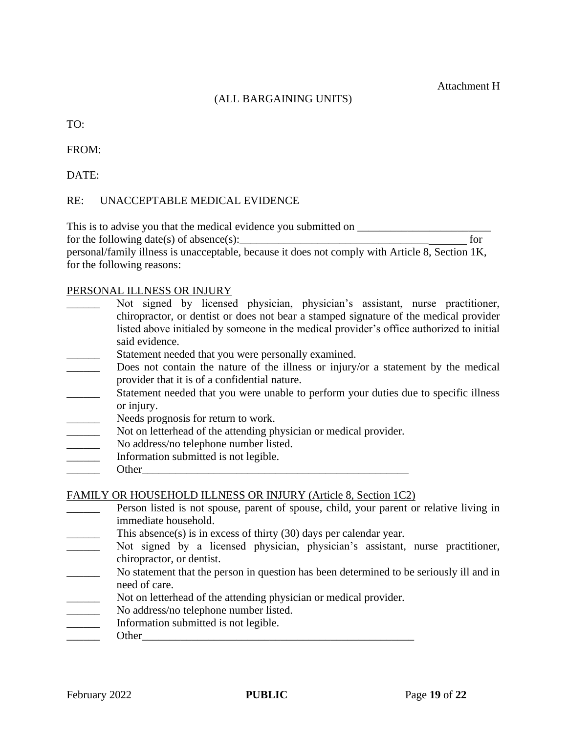Attachment H

(ALL BARGAINING UNITS)

TO:

FROM:

DATE:

RE: UNACCEPTABLE MEDICAL EVIDENCE

This is to advise you that the medical evidence you submitted on ________________________ for the following date(s) of absence(s):_________________________________________ for personal/family illness is unacceptable, because it does not comply with Article 8, Section 1K, for the following reasons:

PERSONAL ILLNESS OR INJURY

______ Not signed by licensed physician, physician's assistant, nurse practitioner, chiropractor, or dentist or does not bear a stamped signature of the medical provider listed above initialed by someone in the medical provider's office authorized to initial said evidence.

______ Statement needed that you were personally examined.

______ Does not contain the nature of the illness or injury/or a statement by the medical provider that it is of a confidential nature.

______ Statement needed that you were unable to perform your duties due to specific illness or injury.

______ Needs prognosis for return to work.

______ Not on letterhead of the attending physician or medical provider.

______ No address/no telephone number listed.

______ Information submitted is not legible.

______ Other__________________________________________________

FAMILY OR HOUSEHOLD ILLNESS OR INJURY (Article 8, Section 1C2)

______ Person listed is not spouse, parent of spouse, child, your parent or relative living in immediate household.

______ This absence(s) is in excess of thirty (30) days per calendar year.

______ Not signed by a licensed physician, physician's assistant, nurse practitioner, chiropractor, or dentist.

______ No statement that the person in question has been determined to be seriously ill and in need of care.

______ Not on letterhead of the attending physician or medical provider.

______ No address/no telephone number listed.

______ Information submitted is not legible.

______ Other____________________________________________________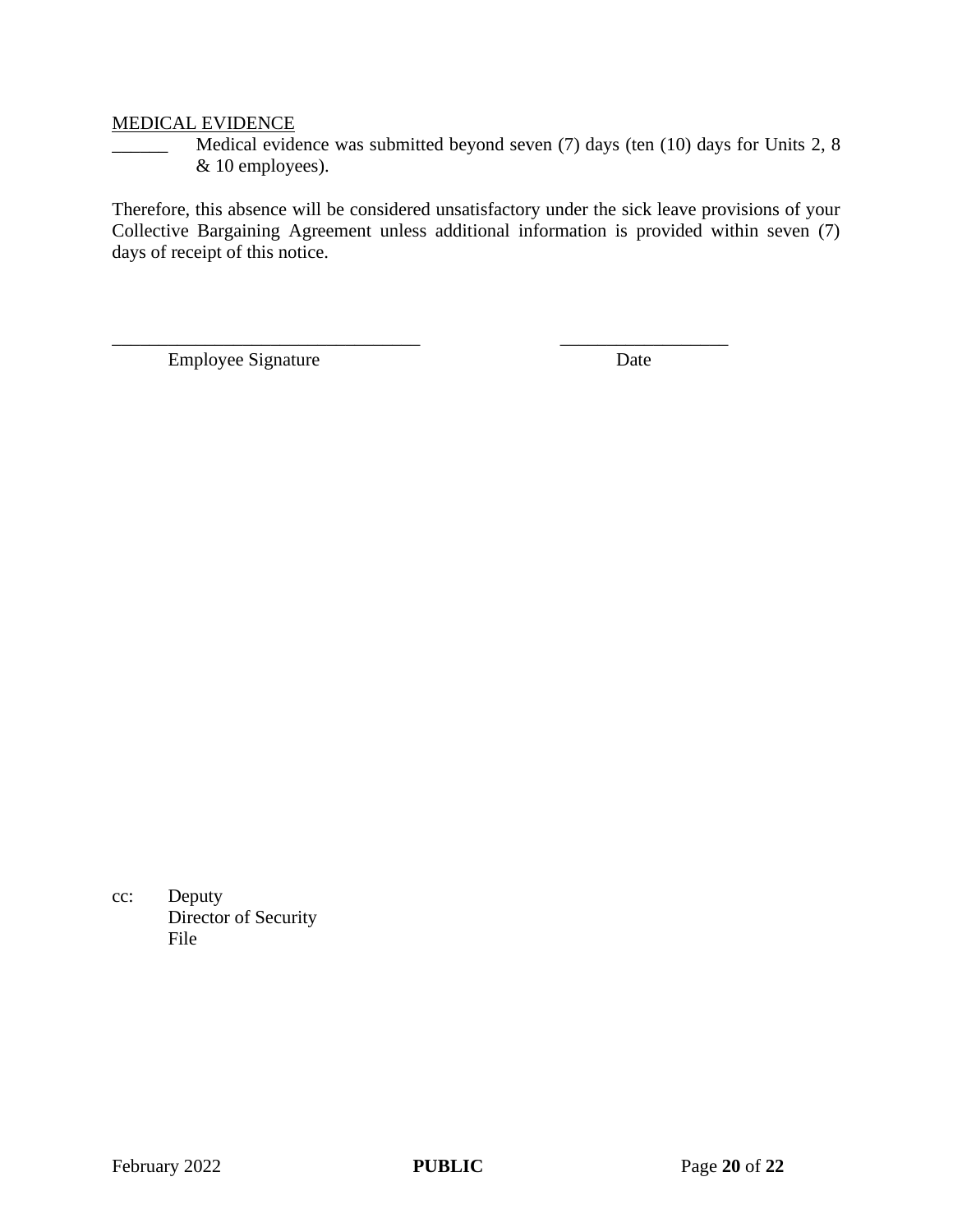<u>MEDICAL EVIDENCE</u>

______ Medical evidence was submitted beyond seven (7) days (ten (10) days for Units 2, 8 & 10 employees).

Therefore, this absence will be considered unsatisfactory under the sick leave provisions of your Collective Bargaining Agreement unless additional information is provided within seven (7) days of receipt of this notice.

_________________________________ __________________

Employee Signature Date

cc: Deputy
Director of Security
File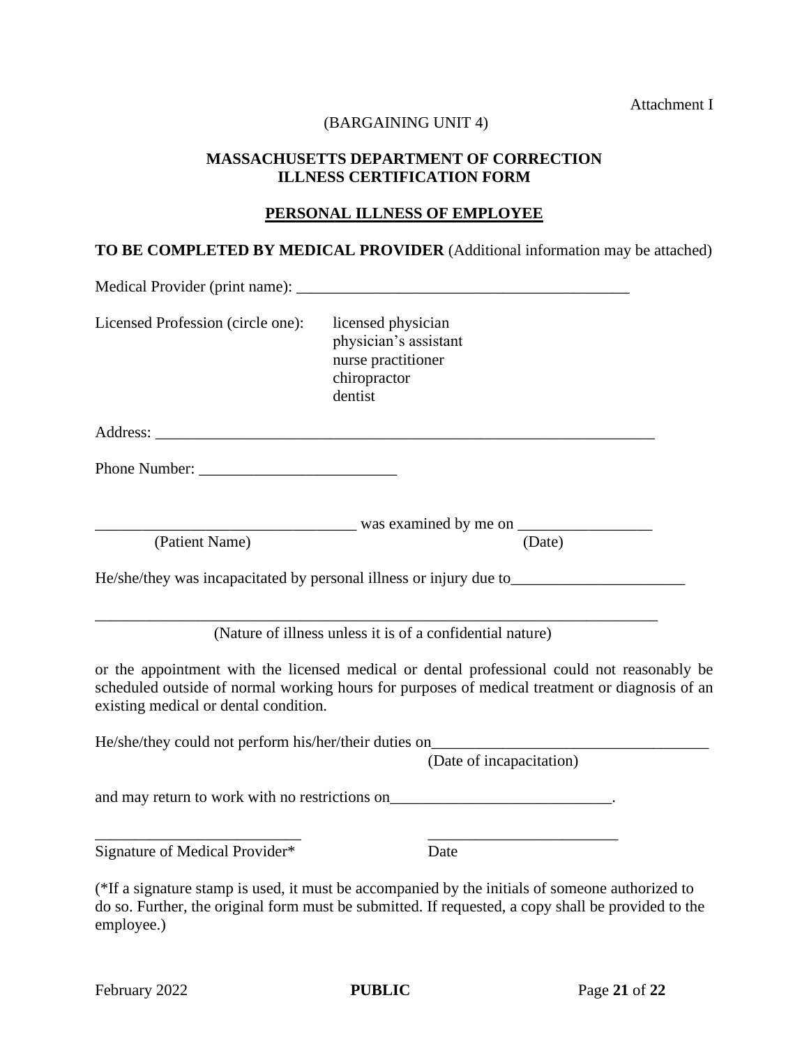Attachment I

(BARGAINING UNIT 4)

**MASSACHUSETTS DEPARTMENT OF CORRECTION**
**ILLNESS CERTIFICATION FORM**

**<u>PERSONAL ILLNESS OF EMPLOYEE</u>**

**TO BE COMPLETED BY MEDICAL PROVIDER** (Additional information may be attached)

Medical Provider (print name): ___________________________________________

Licensed Profession (circle one):

- licensed physician
- physician's assistant
- nurse practitioner
- chiropractor
- dentist

Address: _________________________________________________________________

Phone Number: _________________________

_________________________________ was examined by me on _________________
(Patient Name) (Date)

He/she/they was incapacitated by personal illness or injury due to______________________

_________________________________________________________________________
(Nature of illness unless it is of a confidential nature)

or the appointment with the licensed medical or dental professional could not reasonably be scheduled outside of normal working hours for purposes of medical treatment or diagnosis of an existing medical or dental condition.

He/she/they could not perform his/her/their duties on___________________________________
(Date of incapacitation)

and may return to work with no restrictions on____________________________.

__________________________ ________________________
Signature of Medical Provider* Date

(*If a signature stamp is used, it must be accompanied by the initials of someone authorized to do so. Further, the original form must be submitted. If requested, a copy shall be provided to the employee.)

February 2022 **PUBLIC**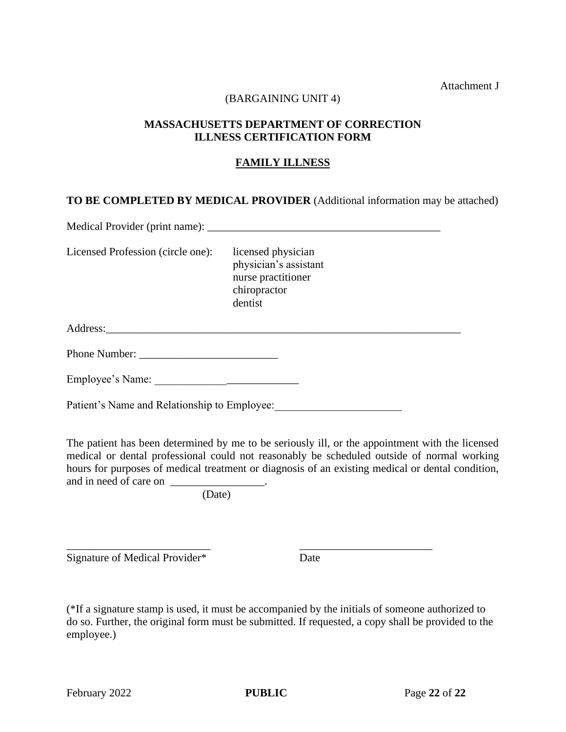Attachment J

(BARGAINING UNIT 4)

**MASSACHUSETTS DEPARTMENT OF CORRECTION**
**ILLNESS CERTIFICATION FORM**

**FAMILY ILLNESS**

**TO BE COMPLETED BY MEDICAL PROVIDER** (Additional information may be attached)

Medical Provider (print name): ___________________________________________

Licensed Profession (circle one):
- licensed physician
- physician's assistant
- nurse practitioner
- chiropractor
- dentist

Address:__________________________________________________________________

Phone Number: _________________________

Employee's Name: __________________________

Patient's Name and Relationship to Employee:_______________________

The patient has been determined by me to be seriously ill, or the appointment with the licensed medical or dental professional could not reasonably be scheduled outside of normal working hours for purposes of medical treatment or diagnosis of an existing medical or dental condition, and in need of care on _________________.
(Date)

__________________________ ________________________
Signature of Medical Provider* Date

(*If a signature stamp is used, it must be accompanied by the initials of someone authorized to do so. Further, the original form must be submitted. If requested, a copy shall be provided to the employee.)

February 2022 **PUBLIC**